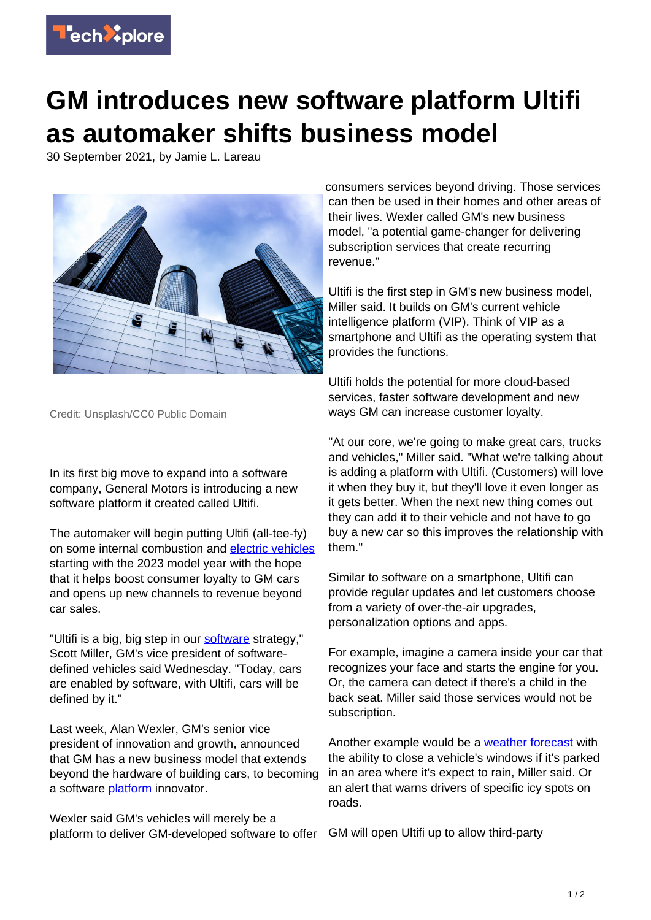# GM introduces new software platform Ultifi as automaker shifts business model

30 September 2021, by Jamie L. Lareau

Credit: Unsplash/CC0 Public Domain

In its first big move to expand into a software company, General Motors is introducing a new software platform it created called Ultifi.

The automaker will begin putting Ultifi (all-tee-fy) on some internal combustion and electric vehicles starting with the 2023 model year with the hope that it helps boost consumer loyalty to GM cars and opens up new channels to revenue beyond car sales.

"Ultifi is a big, big step in our software strategy," Scott Miller, GM's vice president of software-defined vehicles said Wednesday. "Today, cars are enabled by software, with Ultifi, cars will be defined by it."

Last week, Alan Wexler, GM's senior vice president of innovation and growth, announced that GM has a new business model that extends beyond the hardware of building cars, to becoming a software platform innovator.

Wexler said GM's vehicles will merely be a platform to deliver GM-developed software to offer consumers services beyond driving. Those services can then be used in their homes and other areas of their lives. Wexler called GM's new business model, "a potential game-changer for delivering subscription services that create recurring revenue."

Ultifi is the first step in GM's new business model, Miller said. It builds on GM's current vehicle intelligence platform (VIP). Think of VIP as a smartphone and Ultifi as the operating system that provides the functions.

Ultifi holds the potential for more cloud-based services, faster software development and new ways GM can increase customer loyalty.

"At our core, we're going to make great cars, trucks and vehicles," Miller said. "What we're talking about is adding a platform with Ultifi. (Customers) will love it when they buy it, but they'll love it even longer as it gets better. When the next new thing comes out they can add it to their vehicle and not have to go buy a new car so this improves the relationship with them."

Similar to software on a smartphone, Ultifi can provide regular updates and let customers choose from a variety of over-the-air upgrades, personalization options and apps.

For example, imagine a camera inside your car that recognizes your face and starts the engine for you. Or, the camera can detect if there's a child in the back seat. Miller said those services would not be subscription.

Another example would be a weather forecast with the ability to close a vehicle's windows if it's parked in an area where it's expect to rain, Miller said. Or an alert that warns drivers of specific icy spots on roads.

GM will open Ultifi up to allow third-party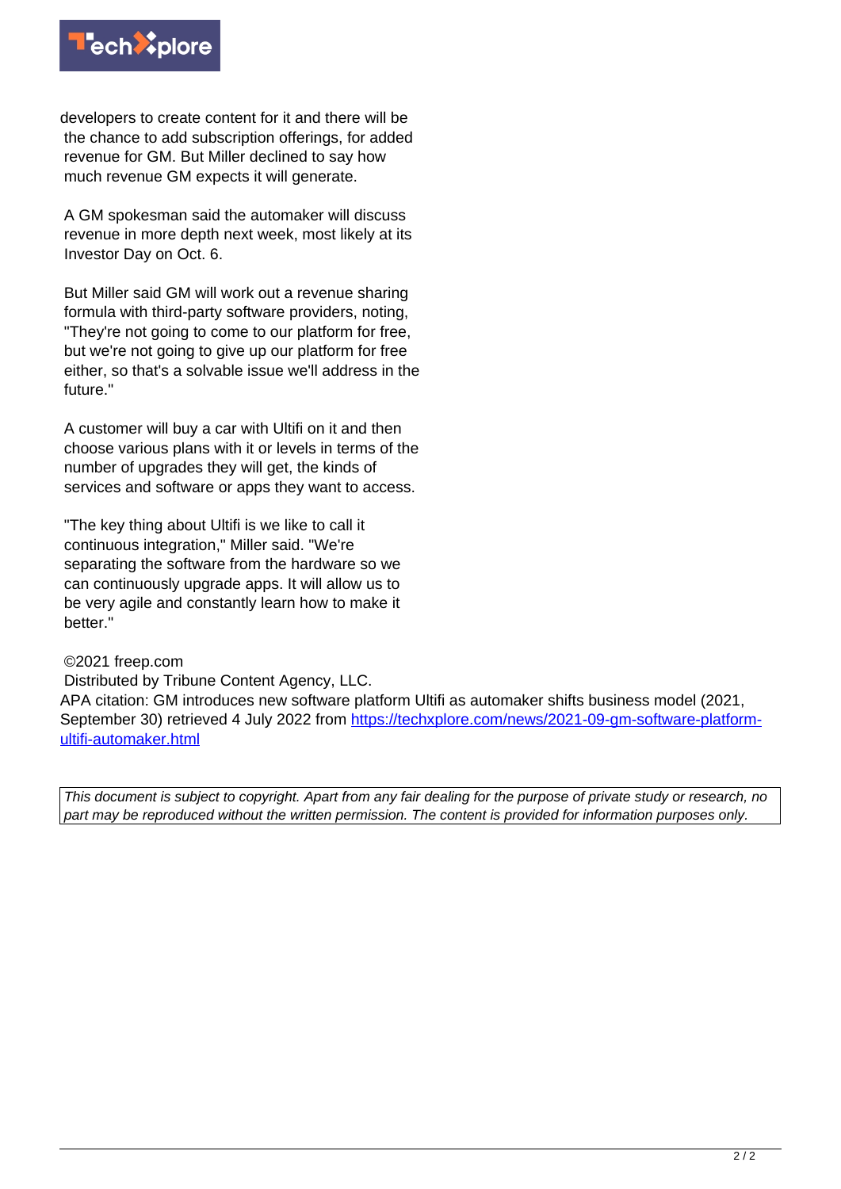developers to create content for it and there will be the chance to add subscription offerings, for added revenue for GM. But Miller declined to say how much revenue GM expects it will generate.

A GM spokesman said the automaker will discuss revenue in more depth next week, most likely at its Investor Day on Oct. 6.

But Miller said GM will work out a revenue sharing formula with third-party software providers, noting, "They're not going to come to our platform for free, but we're not going to give up our platform for free either, so that's a solvable issue we'll address in the future."

A customer will buy a car with Ultifi on it and then choose various plans with it or levels in terms of the number of upgrades they will get, the kinds of services and software or apps they want to access.

"The key thing about Ultifi is we like to call it continuous integration," Miller said. "We're separating the software from the hardware so we can continuously upgrade apps. It will allow us to be very agile and constantly learn how to make it better."

©2021 freep.com
Distributed by Tribune Content Agency, LLC.

APA citation: GM introduces new software platform Ultifi as automaker shifts business model (2021, September 30) retrieved 4 July 2022 from https://techxplore.com/news/2021-09-gm-software-platform-ultifi-automaker.html

*This document is subject to copyright. Apart from any fair dealing for the purpose of private study or research, no part may be reproduced without the written permission. The content is provided for information purposes only.*